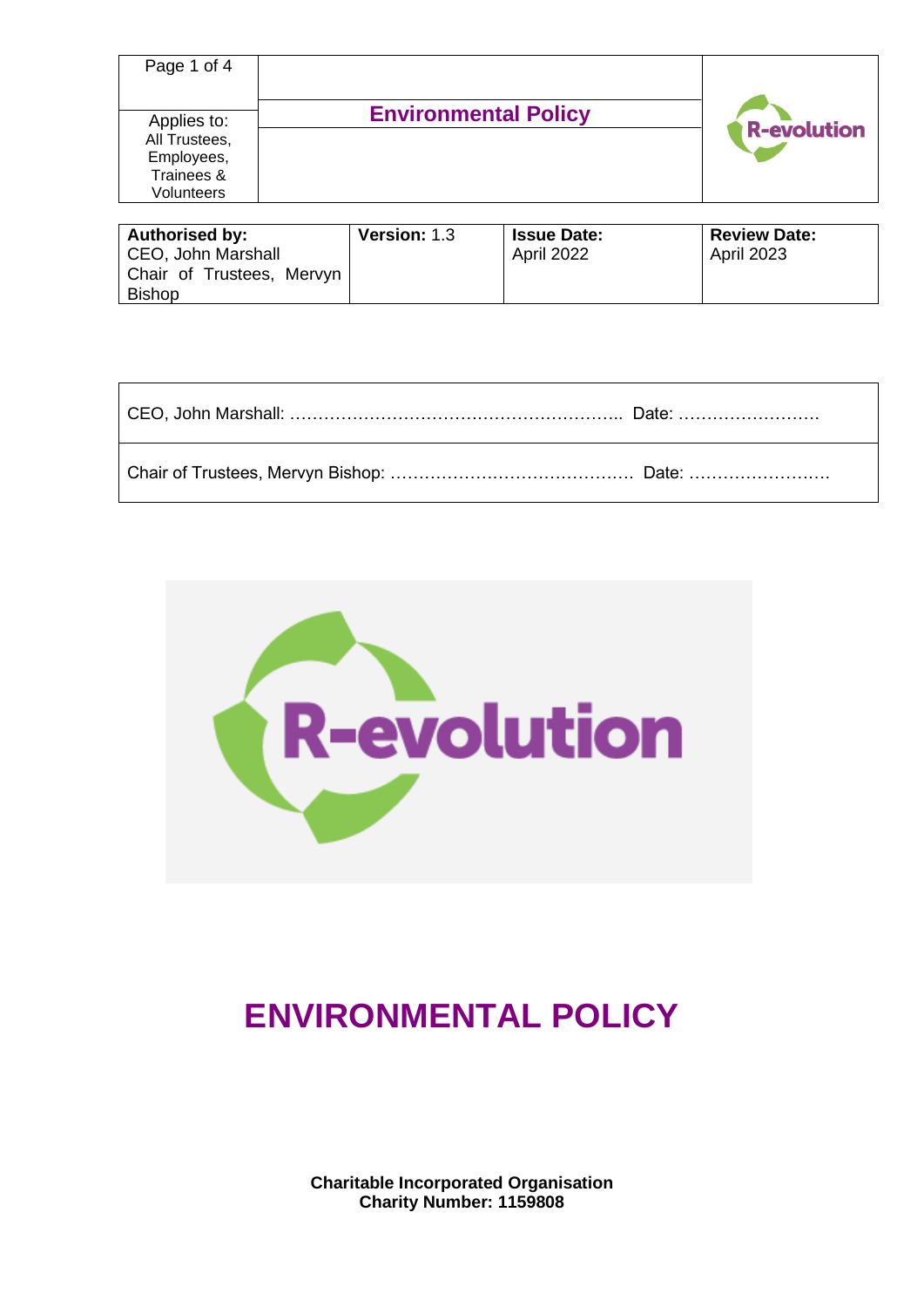| | | |
|---|---|---|
| Applies to: All Trustees, Employees, Trainees & Volunteers | **Environmental Policy** | R-evolution |

| **Authorised by:** | **Version:** 1.3 | **Issue Date:** | **Review Date:** |
|---|---|---|---|
| CEO, John Marshall<br>Chair of Trustees, Mervyn Bishop | | April 2022 | April 2023 |

| |
|---|
| CEO, John Marshall: ………………………………………………….. Date: ……………………. |
| Chair of Trustees, Mervyn Bishop: ……………………………………. Date: ……………………. |

# ENVIRONMENTAL POLICY

**Charitable Incorporated Organisation**
**Charity Number: 1159808**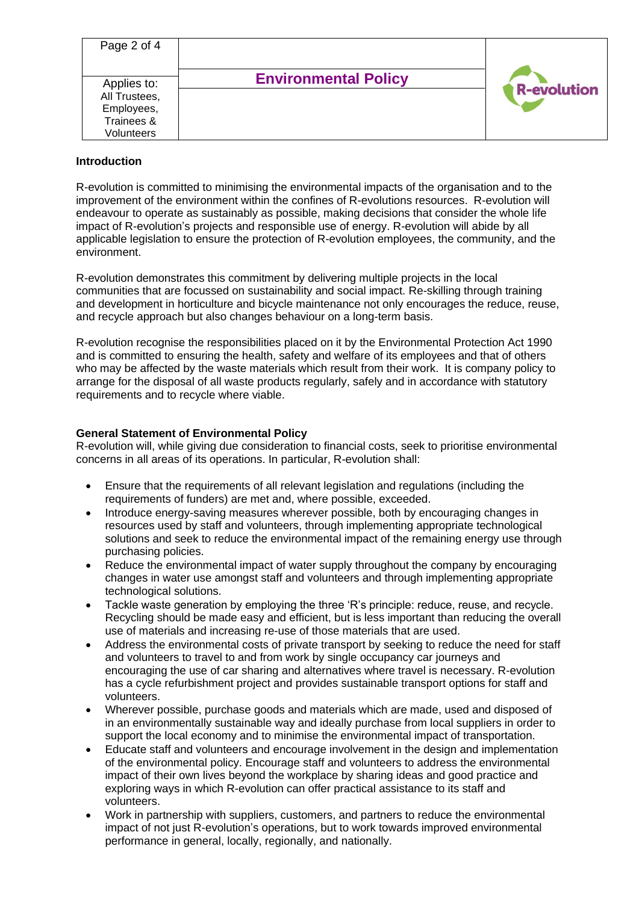| | | |
|---|---|---|
| | **Environmental Policy** | R-evolution |
| Applies to: All Trustees, Employees, Trainees & Volunteers | | |

**Introduction**

R-evolution is committed to minimising the environmental impacts of the organisation and to the improvement of the environment within the confines of R-evolutions resources. R-evolution will endeavour to operate as sustainably as possible, making decisions that consider the whole life impact of R-evolution's projects and responsible use of energy. R-evolution will abide by all applicable legislation to ensure the protection of R-evolution employees, the community, and the environment.

R-evolution demonstrates this commitment by delivering multiple projects in the local communities that are focussed on sustainability and social impact. Re-skilling through training and development in horticulture and bicycle maintenance not only encourages the reduce, reuse, and recycle approach but also changes behaviour on a long-term basis.

R-evolution recognise the responsibilities placed on it by the Environmental Protection Act 1990 and is committed to ensuring the health, safety and welfare of its employees and that of others who may be affected by the waste materials which result from their work. It is company policy to arrange for the disposal of all waste products regularly, safely and in accordance with statutory requirements and to recycle where viable.

**General Statement of Environmental Policy**

R-evolution will, while giving due consideration to financial costs, seek to prioritise environmental concerns in all areas of its operations. In particular, R-evolution shall:

- Ensure that the requirements of all relevant legislation and regulations (including the requirements of funders) are met and, where possible, exceeded.
- Introduce energy-saving measures wherever possible, both by encouraging changes in resources used by staff and volunteers, through implementing appropriate technological solutions and seek to reduce the environmental impact of the remaining energy use through purchasing policies.
- Reduce the environmental impact of water supply throughout the company by encouraging changes in water use amongst staff and volunteers and through implementing appropriate technological solutions.
- Tackle waste generation by employing the three 'R's principle: reduce, reuse, and recycle. Recycling should be made easy and efficient, but is less important than reducing the overall use of materials and increasing re-use of those materials that are used.
- Address the environmental costs of private transport by seeking to reduce the need for staff and volunteers to travel to and from work by single occupancy car journeys and encouraging the use of car sharing and alternatives where travel is necessary. R-evolution has a cycle refurbishment project and provides sustainable transport options for staff and volunteers.
- Wherever possible, purchase goods and materials which are made, used and disposed of in an environmentally sustainable way and ideally purchase from local suppliers in order to support the local economy and to minimise the environmental impact of transportation.
- Educate staff and volunteers and encourage involvement in the design and implementation of the environmental policy. Encourage staff and volunteers to address the environmental impact of their own lives beyond the workplace by sharing ideas and good practice and exploring ways in which R-evolution can offer practical assistance to its staff and volunteers.
- Work in partnership with suppliers, customers, and partners to reduce the environmental impact of not just R-evolution's operations, but to work towards improved environmental performance in general, locally, regionally, and nationally.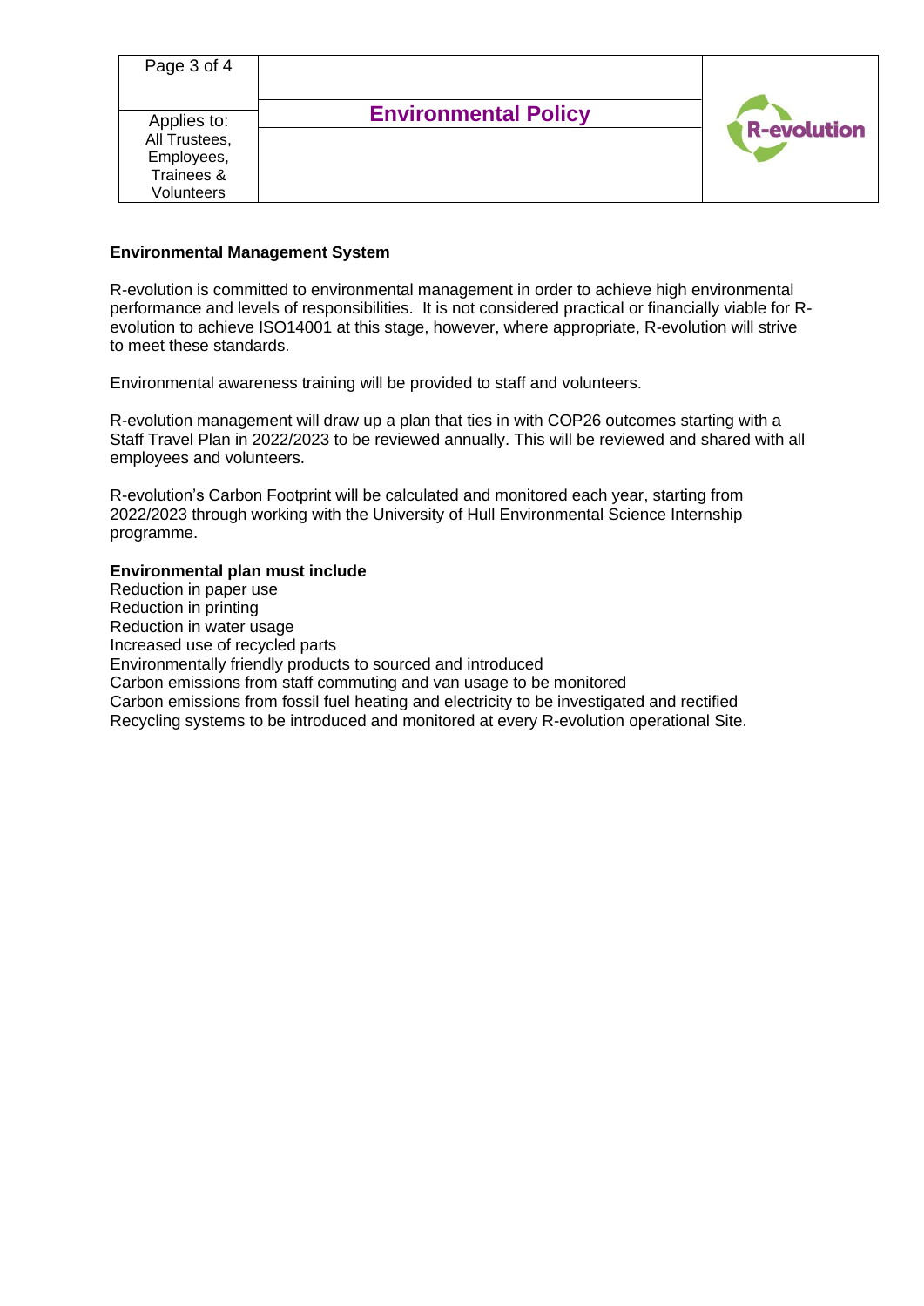## Environmental Management System

R-evolution is committed to environmental management in order to achieve high environmental performance and levels of responsibilities. It is not considered practical or financially viable for R-evolution to achieve ISO14001 at this stage, however, where appropriate, R-evolution will strive to meet these standards.

Environmental awareness training will be provided to staff and volunteers.

R-evolution management will draw up a plan that ties in with COP26 outcomes starting with a Staff Travel Plan in 2022/2023 to be reviewed annually. This will be reviewed and shared with all employees and volunteers.

R-evolution's Carbon Footprint will be calculated and monitored each year, starting from 2022/2023 through working with the University of Hull Environmental Science Internship programme.

**Environmental plan must include**

Reduction in paper use
Reduction in printing
Reduction in water usage
Increased use of recycled parts
Environmentally friendly products to sourced and introduced
Carbon emissions from staff commuting and van usage to be monitored
Carbon emissions from fossil fuel heating and electricity to be investigated and rectified
Recycling systems to be introduced and monitored at every R-evolution operational Site.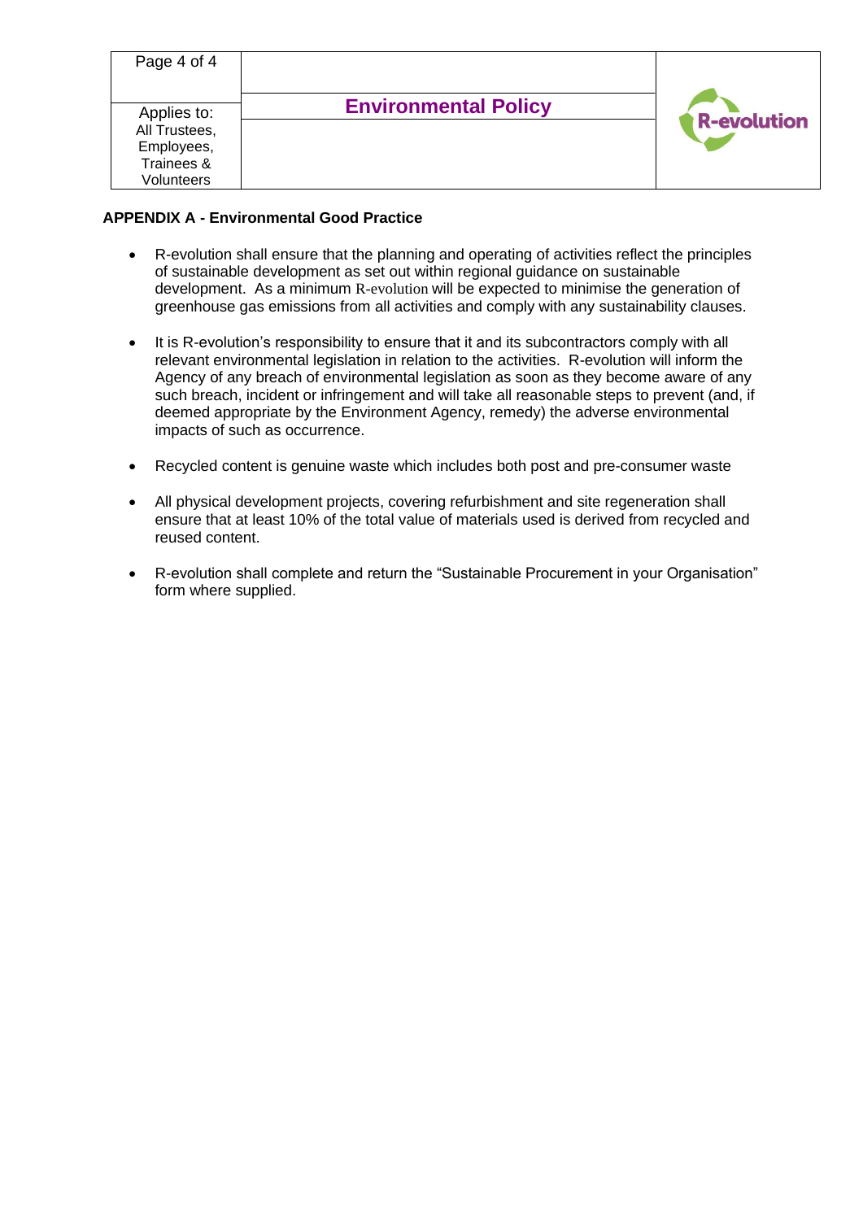**APPENDIX A - Environmental Good Practice**

- R-evolution shall ensure that the planning and operating of activities reflect the principles of sustainable development as set out within regional guidance on sustainable development. As a minimum R-evolution will be expected to minimise the generation of greenhouse gas emissions from all activities and comply with any sustainability clauses.

- It is R-evolution's responsibility to ensure that it and its subcontractors comply with all relevant environmental legislation in relation to the activities. R-evolution will inform the Agency of any breach of environmental legislation as soon as they become aware of any such breach, incident or infringement and will take all reasonable steps to prevent (and, if deemed appropriate by the Environment Agency, remedy) the adverse environmental impacts of such as occurrence.

- Recycled content is genuine waste which includes both post and pre-consumer waste

- All physical development projects, covering refurbishment and site regeneration shall ensure that at least 10% of the total value of materials used is derived from recycled and reused content.

- R-evolution shall complete and return the "Sustainable Procurement in your Organisation" form where supplied.